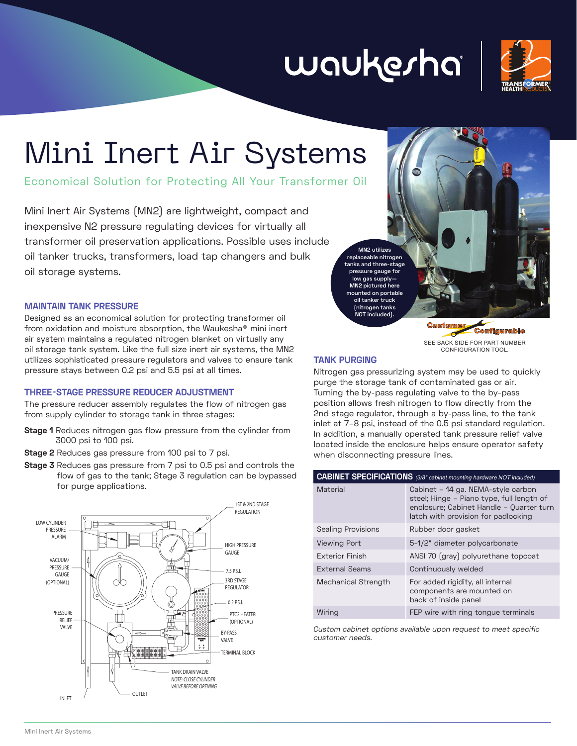# Mini Inert Air Systems

Economical Solution for Protecting All Your Transformer Oil

Mini Inert Air Systems (MN2) are lightweight, compact and inexpensive N2 pressure regulating devices for virtually all transformer oil preservation applications. Possible uses include oil tanker trucks, transformers, load tap changers and bulk oil storage systems.

MN2 utilizes replaceable nitrogen tanks and three-stage pressure gauge for low gas supply—MN2 pictured here mounted on portable oil tanker truck (nitrogen tanks NOT included).

Customer Configurable

SEE BACK SIDE FOR PART NUMBER CONFIGURATION TOOL.

## MAINTAIN TANK PRESSURE

Designed as an economical solution for protecting transformer oil from oxidation and moisture absorption, the Waukesha® mini inert air system maintains a regulated nitrogen blanket on virtually any oil storage tank system. Like the full size inert air systems, the MN2 utilizes sophisticated pressure regulators and valves to ensure tank pressure stays between 0.2 psi and 5.5 psi at all times.

## THREE-STAGE PRESSURE REDUCER ADJUSTMENT

The pressure reducer assembly regulates the flow of nitrogen gas from supply cylinder to storage tank in three stages:

**Stage 1** Reduces nitrogen gas flow pressure from the cylinder from 3000 psi to 100 psi.

**Stage 2** Reduces gas pressure from 100 psi to 7 psi.

**Stage 3** Reduces gas pressure from 7 psi to 0.5 psi and controls the flow of gas to the tank; Stage 3 regulation can be bypassed for purge applications.

LOW CYLINDER PRESSURE ALARM; 1ST & 2ND STAGE REGULATION; HIGH PRESSURE GAUGE; VACUUM/PRESSURE GAUGE (OPTIONAL); 7.5 P.S.I.; 3RD STAGE REGULATOR; 0.2 P.S.I.; PRESSURE RELIEF VALVE; PTC2 HEATER (OPTIONAL); BY-PASS VALVE; TERMINAL BLOCK; TANK DRAIN VALVE *NOTE: CLOSE CYLINDER VALVE BEFORE OPENING*; OUTLET; INLET

## TANK PURGING

Nitrogen gas pressurizing system may be used to quickly purge the storage tank of contaminated gas or air. Turning the by-pass regulating valve to the by-pass position allows fresh nitrogen to flow directly from the 2nd stage regulator, through a by-pass line, to the tank inlet at 7–8 psi, instead of the 0.5 psi standard regulation. In addition, a manually operated tank pressure relief valve located inside the enclosure helps ensure operator safety when disconnecting pressure lines.

| **CABINET SPECIFICATIONS** *(3/8" cabinet mounting hardware NOT included)* | |
|---|---|
| Material | Cabinet – 14 ga. NEMA-style carbon steel; Hinge – Piano type, full length of enclosure; Cabinet Handle – Quarter turn latch with provision for padlocking |
| Sealing Provisions | Rubber door gasket |
| Viewing Port | 5-1/2" diameter polycarbonate |
| Exterior Finish | ANSI 70 (gray) polyurethane topcoat |
| External Seams | Continuously welded |
| Mechanical Strength | For added rigidity, all internal components are mounted on back of inside panel |
| Wiring | FEP wire with ring tongue terminals |

*Custom cabinet options available upon request to meet specific customer needs.*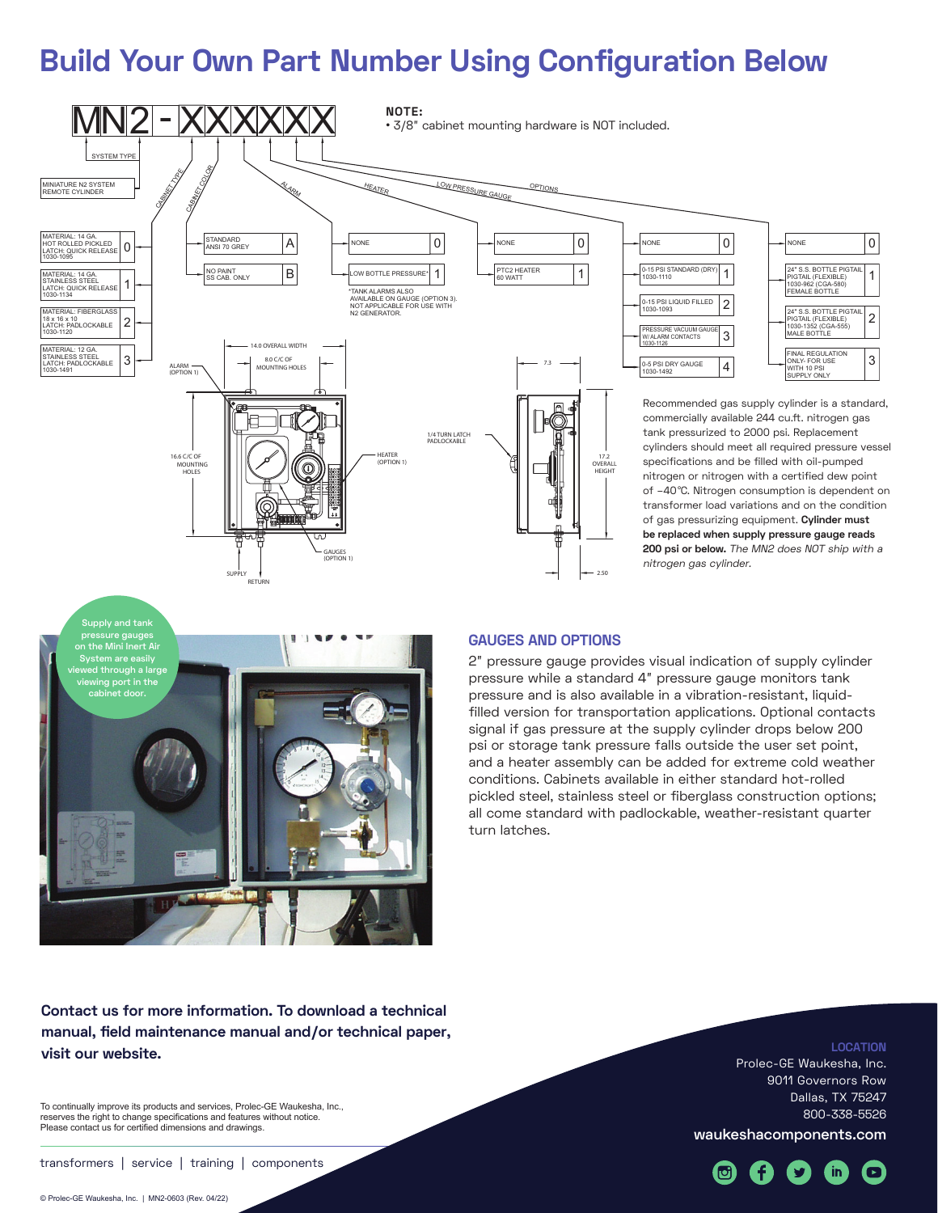# Build Your Own Part Number Using Configuration Below

MN2 - XXXXXX

**NOTE:**
- 3/8" cabinet mounting hardware is NOT included.

SYSTEM TYPE

MINIATURE N2 SYSTEM REMOTE CYLINDER

**CABINET TYPE**

| Description | Code |
|---|---|
| MATERIAL: 14 GA. HOT ROLLED PICKLED LATCH: QUICK RELEASE 1030-1095 | 0 |
| MATERIAL: 14 GA. STAINLESS STEEL LATCH: QUICK RELEASE 1030-1134 | 1 |
| MATERIAL: FIBERGLASS 18 x 16 x 10 LATCH: PADLOCKABLE 1030-1120 | 2 |
| MATERIAL: 12 GA. STAINLESS STEEL LATCH: PADLOCKABLE 1030-1491 | 3 |

**CABINET COLOR**

| Description | Code |
|---|---|
| STANDARD ANSI 70 GREY | A |
| NO PAINT SS CAB. ONLY | B |

**ALARM**

| Description | Code |
|---|---|
| NONE | 0 |
| LOW BOTTLE PRESSURE* | 1 |

*TANK ALARMS ALSO AVAILABLE ON GAUGE (OPTION 3). NOT APPLICABLE FOR USE WITH N2 GENERATOR.

**HEATER**

| Description | Code |
|---|---|
| NONE | 0 |
| PTC2 HEATER 60 WATT | 1 |

**LOW PRESSURE GAUGE**

| Description | Code |
|---|---|
| NONE | 0 |
| 0-15 PSI STANDARD (DRY) 1030-1110 | 1 |
| 0-15 PSI LIQUID FILLED 1030-1093 | 2 |
| PRESSURE VACUUM GAUGE W/ ALARM CONTACTS 1030-1126 | 3 |
| 0-5 PSI DRY GAUGE 1030-1492 | 4 |

**OPTIONS**

| Description | Code |
|---|---|
| NONE | 0 |
| 24" S.S. BOTTLE PIGTAIL PIGTAIL (FLEXIBLE) 1030-862 (CGA-580) FEMALE BOTTLE | 1 |
| 24" S.S. BOTTLE PIGTAIL PIGTAIL (FLEXIBLE) 1030-1352 (CGA-555) MALE BOTTLE | 2 |
| FINAL REGULATION ONLY- FOR USE WITH 10 PSI SUPPLY ONLY | 3 |

14.0 OVERALL WIDTH
8.0 C/C OF MOUNTING HOLES
ALARM (OPTION 1)
16.6 C/C OF MOUNTING HOLES
HEATER (OPTION 1)
1/4 TURN LATCH PADLOCKABLE
GAUGES (OPTION 1)
SUPPLY
RETURN
7.3
17.2 OVERALL HEIGHT
2.50

Recommended gas supply cylinder is a standard, commercially available 244 cu.ft. nitrogen gas tank pressurized to 2000 psi. Replacement cylinders should meet all required pressure vessel specifications and be filled with oil-pumped nitrogen or nitrogen with a certified dew point of −40°C. Nitrogen consumption is dependent on transformer load variations and on the condition of gas pressurizing equipment. **Cylinder must be replaced when supply pressure gauge reads 200 psi or below.** *The MN2 does NOT ship with a nitrogen gas cylinder.*

Supply and tank pressure gauges on the Mini Inert Air System are easily viewed through a large viewing port in the cabinet door.

## GAUGES AND OPTIONS

2" pressure gauge provides visual indication of supply cylinder pressure while a standard 4" pressure gauge monitors tank pressure and is also available in a vibration-resistant, liquid-filled version for transportation applications. Optional contacts signal if gas pressure at the supply cylinder drops below 200 psi or storage tank pressure falls outside the user set point, and a heater assembly can be added for extreme cold weather conditions. Cabinets available in either standard hot-rolled pickled steel, stainless steel or fiberglass construction options; all come standard with padlockable, weather-resistant quarter turn latches.

**Contact us for more information. To download a technical manual, field maintenance manual and/or technical paper, visit our website.**

To continually improve its products and services, Prolec-GE Waukesha, Inc., reserves the right to change specifications and features without notice. Please contact us for certified dimensions and drawings.

transformers | service | training | components

**LOCATION**
Prolec-GE Waukesha, Inc.
9011 Governors Row
Dallas, TX 75247
800-338-5526

**waukeshacomponents.com**

© Prolec-GE Waukesha, Inc. | MN2-0603 (Rev. 04/22)